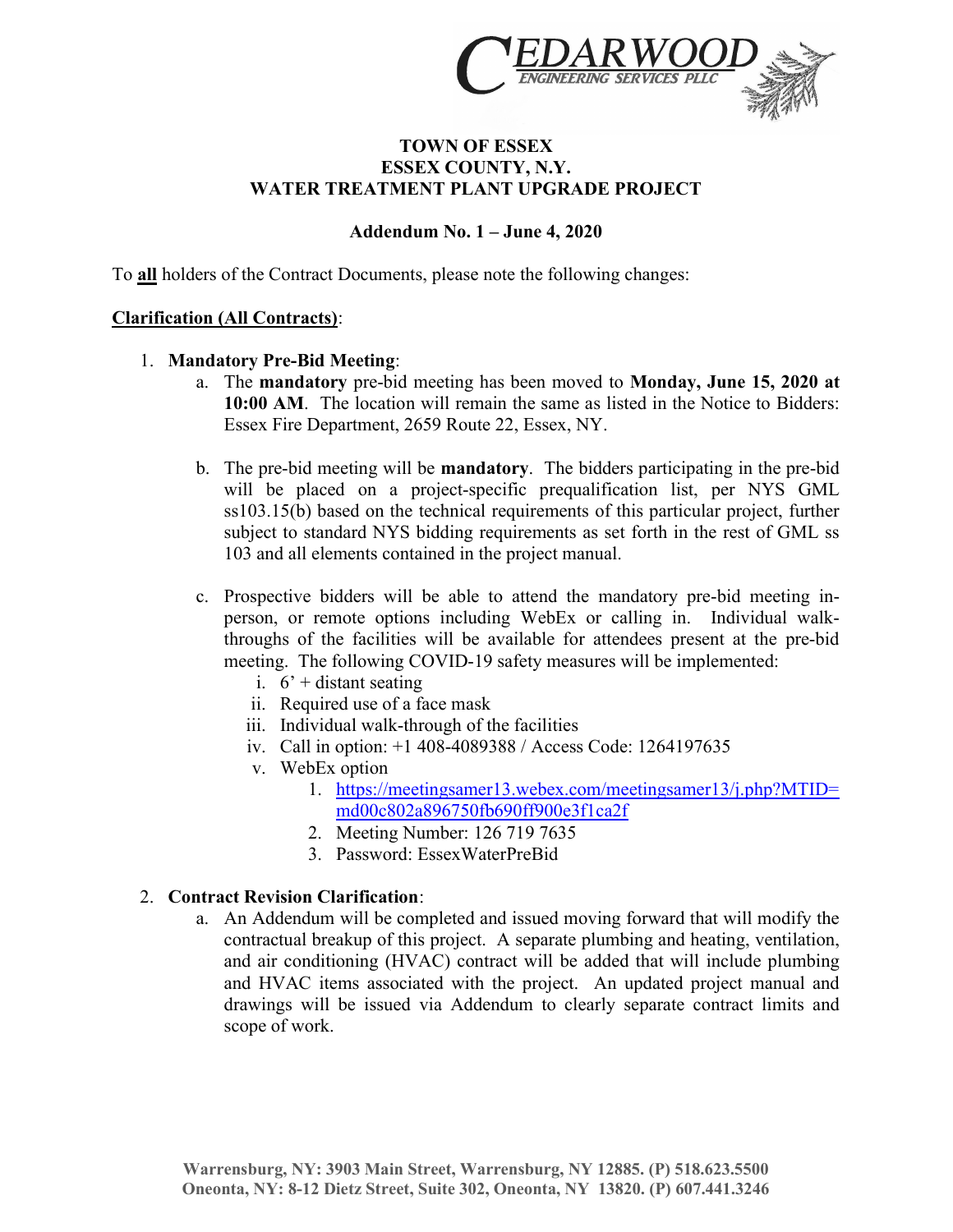CEDARWOOD ENGINEERING SERVICES PLLC

**TOWN OF ESSEX**
**ESSEX COUNTY, N.Y.**
**WATER TREATMENT PLANT UPGRADE PROJECT**

**Addendum No. 1 – June 4, 2020**

To **all** holders of the Contract Documents, please note the following changes:

**Clarification (All Contracts)**:

1. **Mandatory Pre-Bid Meeting**:
   a. The **mandatory** pre-bid meeting has been moved to **Monday, June 15, 2020 at 10:00 AM**. The location will remain the same as listed in the Notice to Bidders: Essex Fire Department, 2659 Route 22, Essex, NY.

   b. The pre-bid meeting will be **mandatory**. The bidders participating in the pre-bid will be placed on a project-specific prequalification list, per NYS GML ss103.15(b) based on the technical requirements of this particular project, further subject to standard NYS bidding requirements as set forth in the rest of GML ss 103 and all elements contained in the project manual.

   c. Prospective bidders will be able to attend the mandatory pre-bid meeting in-person, or remote options including WebEx or calling in. Individual walk-throughs of the facilities will be available for attendees present at the pre-bid meeting. The following COVID-19 safety measures will be implemented:
      i. 6' + distant seating
      ii. Required use of a face mask
      iii. Individual walk-through of the facilities
      iv. Call in option: +1 408-4089388 / Access Code: 1264197635
      v. WebEx option
         1. https://meetingsamer13.webex.com/meetingsamer13/j.php?MTID=md00c802a896750fb690ff900e3f1ca2f
         2. Meeting Number: 126 719 7635
         3. Password: EssexWaterPreBid

2. **Contract Revision Clarification**:
   a. An Addendum will be completed and issued moving forward that will modify the contractual breakup of this project. A separate plumbing and heating, ventilation, and air conditioning (HVAC) contract will be added that will include plumbing and HVAC items associated with the project. An updated project manual and drawings will be issued via Addendum to clearly separate contract limits and scope of work.

Warrensburg, NY: 3903 Main Street, Warrensburg, NY 12885. (P) 518.623.5500
Oneonta, NY: 8-12 Dietz Street, Suite 302, Oneonta, NY 13820. (P) 607.441.3246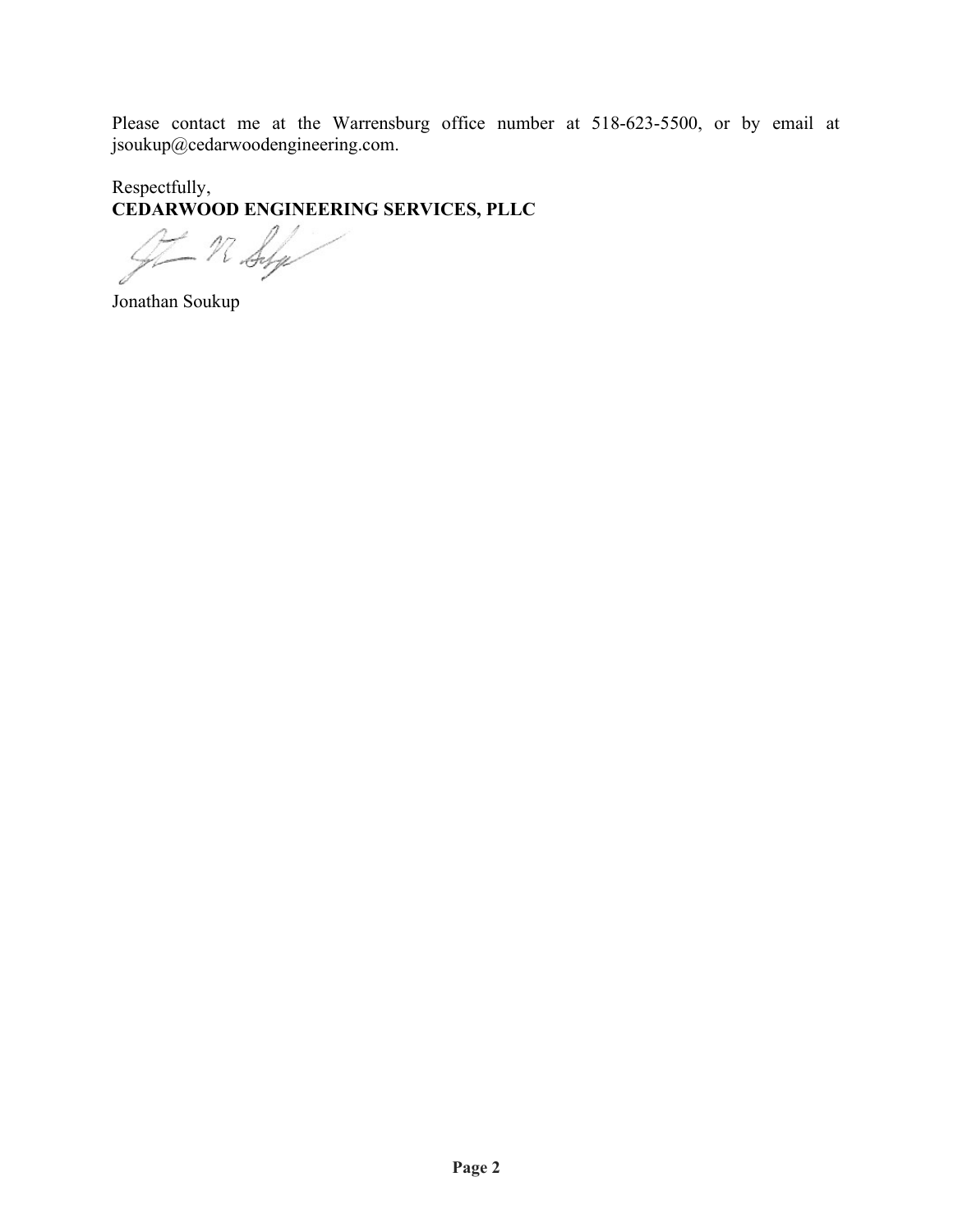Please contact me at the Warrensburg office number at 518-623-5500, or by email at jsoukup@cedarwoodengineering.com.

Respectfully,
**CEDARWOOD ENGINEERING SERVICES, PLLC**

Jonathan Soukup